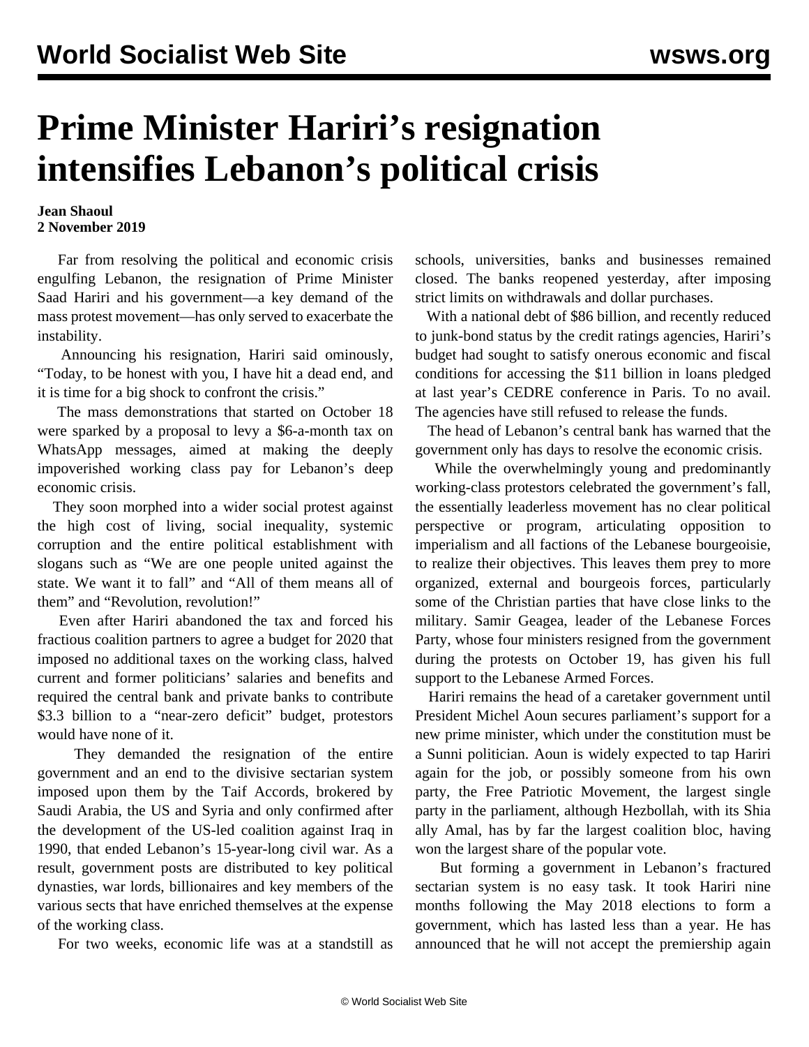# Prime Minister Hariri's resignation intensifies Lebanon's political crisis

**Jean Shaoul**
**2 November 2019**

Far from resolving the political and economic crisis engulfing Lebanon, the resignation of Prime Minister Saad Hariri and his government—a key demand of the mass protest movement—has only served to exacerbate the instability.

Announcing his resignation, Hariri said ominously, "Today, to be honest with you, I have hit a dead end, and it is time for a big shock to confront the crisis."

The mass demonstrations that started on October 18 were sparked by a proposal to levy a $6-a-month tax on WhatsApp messages, aimed at making the deeply impoverished working class pay for Lebanon's deep economic crisis.

They soon morphed into a wider social protest against the high cost of living, social inequality, systemic corruption and the entire political establishment with slogans such as "We are one people united against the state. We want it to fall" and "All of them means all of them" and "Revolution, revolution!"

Even after Hariri abandoned the tax and forced his fractious coalition partners to agree a budget for 2020 that imposed no additional taxes on the working class, halved current and former politicians' salaries and benefits and required the central bank and private banks to contribute $3.3 billion to a "near-zero deficit" budget, protestors would have none of it.

They demanded the resignation of the entire government and an end to the divisive sectarian system imposed upon them by the Taif Accords, brokered by Saudi Arabia, the US and Syria and only confirmed after the development of the US-led coalition against Iraq in 1990, that ended Lebanon's 15-year-long civil war. As a result, government posts are distributed to key political dynasties, war lords, billionaires and key members of the various sects that have enriched themselves at the expense of the working class.

For two weeks, economic life was at a standstill as schools, universities, banks and businesses remained closed. The banks reopened yesterday, after imposing strict limits on withdrawals and dollar purchases.

With a national debt of $86 billion, and recently reduced to junk-bond status by the credit ratings agencies, Hariri's budget had sought to satisfy onerous economic and fiscal conditions for accessing the $11 billion in loans pledged at last year's CEDRE conference in Paris. To no avail. The agencies have still refused to release the funds.

The head of Lebanon's central bank has warned that the government only has days to resolve the economic crisis.

While the overwhelmingly young and predominantly working-class protestors celebrated the government's fall, the essentially leaderless movement has no clear political perspective or program, articulating opposition to imperialism and all factions of the Lebanese bourgeoisie, to realize their objectives. This leaves them prey to more organized, external and bourgeois forces, particularly some of the Christian parties that have close links to the military. Samir Geagea, leader of the Lebanese Forces Party, whose four ministers resigned from the government during the protests on October 19, has given his full support to the Lebanese Armed Forces.

Hariri remains the head of a caretaker government until President Michel Aoun secures parliament's support for a new prime minister, which under the constitution must be a Sunni politician. Aoun is widely expected to tap Hariri again for the job, or possibly someone from his own party, the Free Patriotic Movement, the largest single party in the parliament, although Hezbollah, with its Shia ally Amal, has by far the largest coalition bloc, having won the largest share of the popular vote.

But forming a government in Lebanon's fractured sectarian system is no easy task. It took Hariri nine months following the May 2018 elections to form a government, which has lasted less than a year. He has announced that he will not accept the premiership again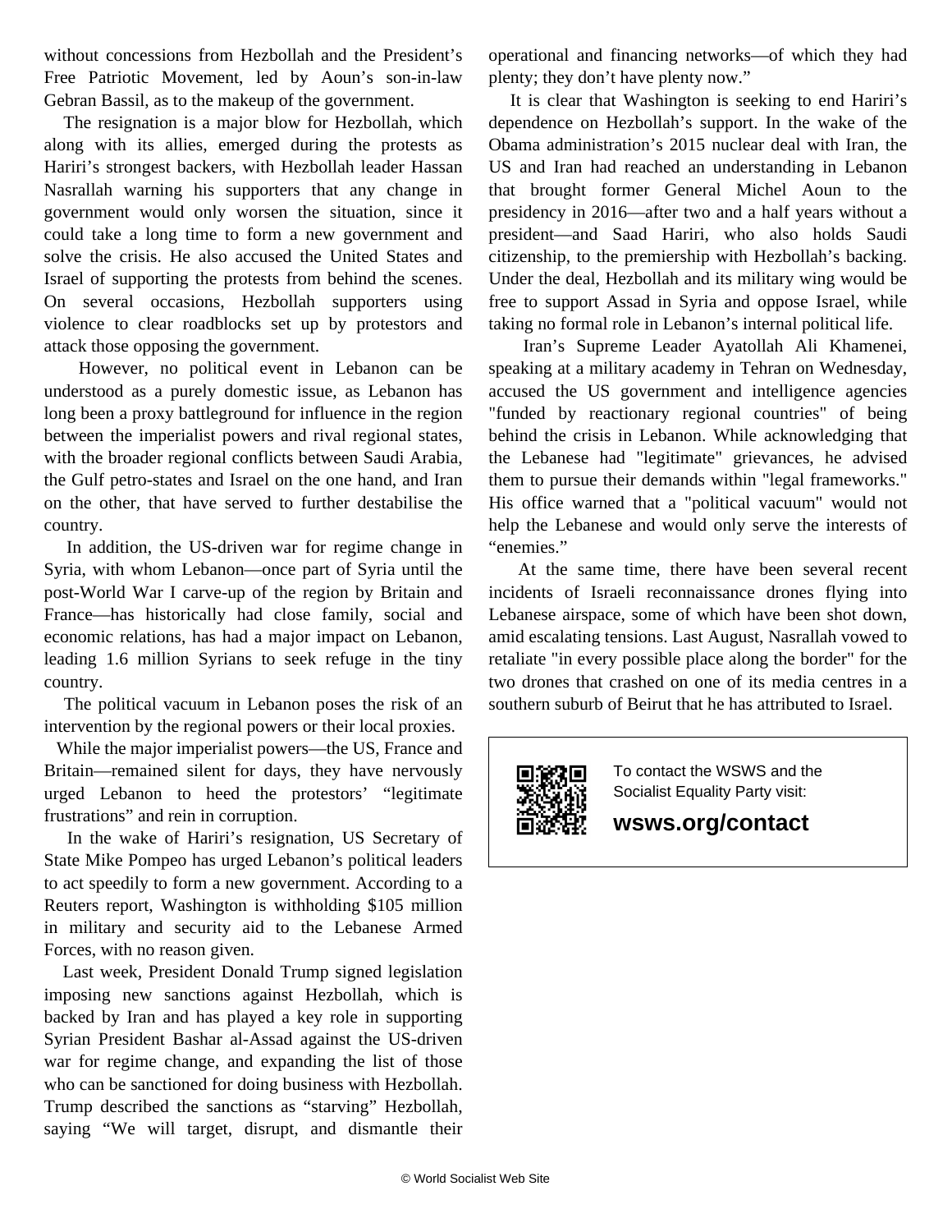without concessions from Hezbollah and the President's Free Patriotic Movement, led by Aoun's son-in-law Gebran Bassil, as to the makeup of the government.

The resignation is a major blow for Hezbollah, which along with its allies, emerged during the protests as Hariri's strongest backers, with Hezbollah leader Hassan Nasrallah warning his supporters that any change in government would only worsen the situation, since it could take a long time to form a new government and solve the crisis. He also accused the United States and Israel of supporting the protests from behind the scenes. On several occasions, Hezbollah supporters using violence to clear roadblocks set up by protestors and attack those opposing the government.

However, no political event in Lebanon can be understood as a purely domestic issue, as Lebanon has long been a proxy battleground for influence in the region between the imperialist powers and rival regional states, with the broader regional conflicts between Saudi Arabia, the Gulf petro-states and Israel on the one hand, and Iran on the other, that have served to further destabilise the country.

In addition, the US-driven war for regime change in Syria, with whom Lebanon—once part of Syria until the post-World War I carve-up of the region by Britain and France—has historically had close family, social and economic relations, has had a major impact on Lebanon, leading 1.6 million Syrians to seek refuge in the tiny country.

The political vacuum in Lebanon poses the risk of an intervention by the regional powers or their local proxies.

While the major imperialist powers—the US, France and Britain—remained silent for days, they have nervously urged Lebanon to heed the protestors' "legitimate frustrations" and rein in corruption.

In the wake of Hariri's resignation, US Secretary of State Mike Pompeo has urged Lebanon's political leaders to act speedily to form a new government. According to a Reuters report, Washington is withholding $105 million in military and security aid to the Lebanese Armed Forces, with no reason given.

Last week, President Donald Trump signed legislation imposing new sanctions against Hezbollah, which is backed by Iran and has played a key role in supporting Syrian President Bashar al-Assad against the US-driven war for regime change, and expanding the list of those who can be sanctioned for doing business with Hezbollah. Trump described the sanctions as "starving" Hezbollah, saying "We will target, disrupt, and dismantle their operational and financing networks—of which they had plenty; they don't have plenty now."

It is clear that Washington is seeking to end Hariri's dependence on Hezbollah's support. In the wake of the Obama administration's 2015 nuclear deal with Iran, the US and Iran had reached an understanding in Lebanon that brought former General Michel Aoun to the presidency in 2016—after two and a half years without a president—and Saad Hariri, who also holds Saudi citizenship, to the premiership with Hezbollah's backing. Under the deal, Hezbollah and its military wing would be free to support Assad in Syria and oppose Israel, while taking no formal role in Lebanon's internal political life.

Iran's Supreme Leader Ayatollah Ali Khamenei, speaking at a military academy in Tehran on Wednesday, accused the US government and intelligence agencies "funded by reactionary regional countries" of being behind the crisis in Lebanon. While acknowledging that the Lebanese had "legitimate" grievances, he advised them to pursue their demands within "legal frameworks." His office warned that a "political vacuum" would not help the Lebanese and would only serve the interests of "enemies."

At the same time, there have been several recent incidents of Israeli reconnaissance drones flying into Lebanese airspace, some of which have been shot down, amid escalating tensions. Last August, Nasrallah vowed to retaliate "in every possible place along the border" for the two drones that crashed on one of its media centres in a southern suburb of Beirut that he has attributed to Israel.

To contact the WSWS and the Socialist Equality Party visit:

**wsws.org/contact**